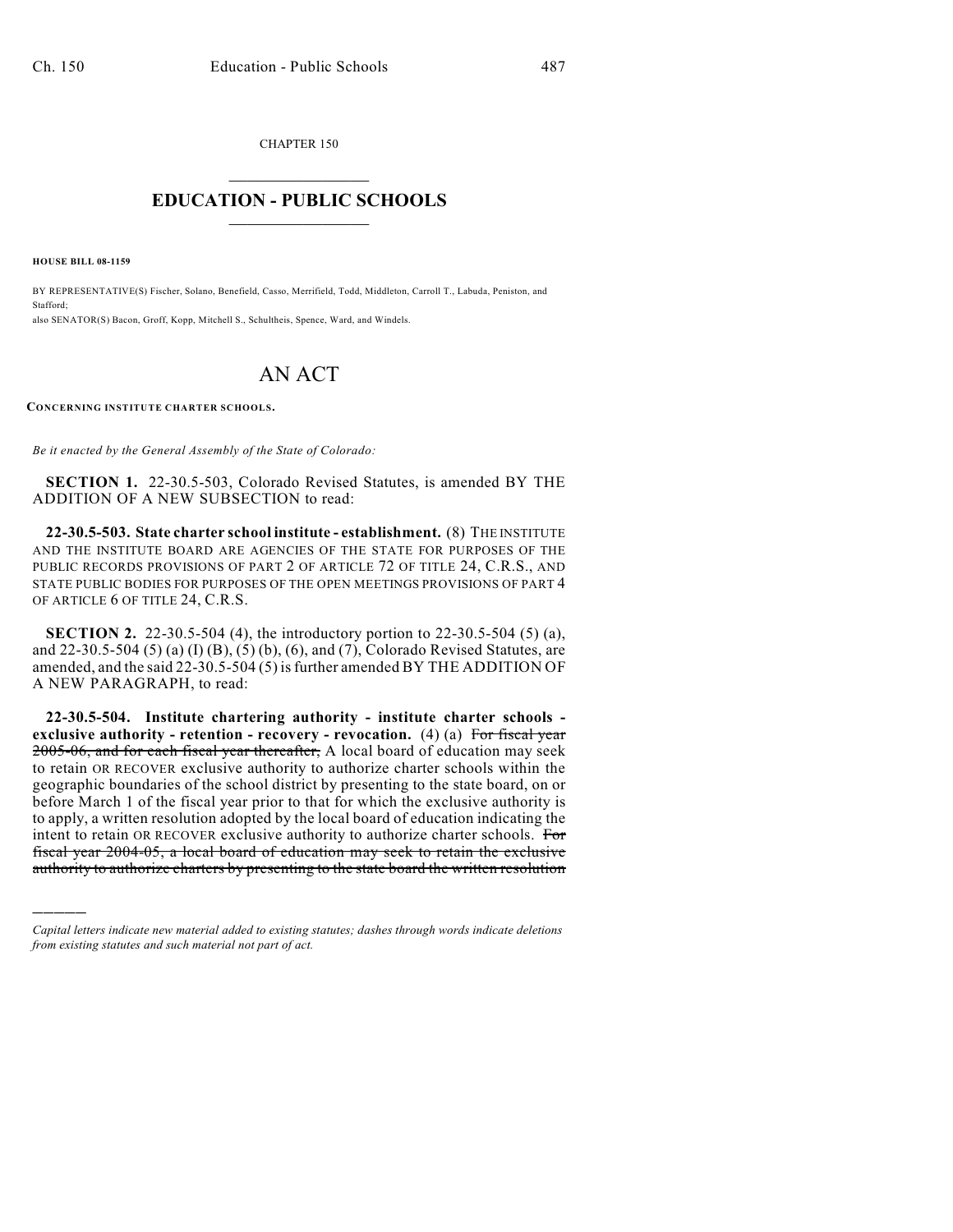CHAPTER 150

# EDUCATION - PUBLIC SCHOOLS

**HOUSE BILL 08-1159**

BY REPRESENTATIVE(S) Fischer, Solano, Benefield, Casso, Merrifield, Todd, Middleton, Carroll T., Labuda, Peniston, and Stafford;
also SENATOR(S) Bacon, Groff, Kopp, Mitchell S., Schultheis, Spence, Ward, and Windels.

# AN ACT

**CONCERNING INSTITUTE CHARTER SCHOOLS.**

*Be it enacted by the General Assembly of the State of Colorado:*

**SECTION 1.** 22-30.5-503, Colorado Revised Statutes, is amended BY THE ADDITION OF A NEW SUBSECTION to read:

**22-30.5-503. State charter school institute - establishment.** (8) THE INSTITUTE AND THE INSTITUTE BOARD ARE AGENCIES OF THE STATE FOR PURPOSES OF THE PUBLIC RECORDS PROVISIONS OF PART 2 OF ARTICLE 72 OF TITLE 24, C.R.S., AND STATE PUBLIC BODIES FOR PURPOSES OF THE OPEN MEETINGS PROVISIONS OF PART 4 OF ARTICLE 6 OF TITLE 24, C.R.S.

**SECTION 2.** 22-30.5-504 (4), the introductory portion to 22-30.5-504 (5) (a), and 22-30.5-504 (5) (a) (I) (B), (5) (b), (6), and (7), Colorado Revised Statutes, are amended, and the said 22-30.5-504 (5) is further amended BY THE ADDITION OF A NEW PARAGRAPH, to read:

**22-30.5-504. Institute chartering authority - institute charter schools - exclusive authority - retention - recovery - revocation.** (4) (a) ~~For fiscal year 2005-06, and for each fiscal year thereafter,~~ A local board of education may seek to retain OR RECOVER exclusive authority to authorize charter schools within the geographic boundaries of the school district by presenting to the state board, on or before March 1 of the fiscal year prior to that for which the exclusive authority is to apply, a written resolution adopted by the local board of education indicating the intent to retain OR RECOVER exclusive authority to authorize charter schools. ~~For fiscal year 2004-05, a local board of education may seek to retain the exclusive authority to authorize charters by presenting to the state board the written resolution~~

---

*Capital letters indicate new material added to existing statutes; dashes through words indicate deletions from existing statutes and such material not part of act.*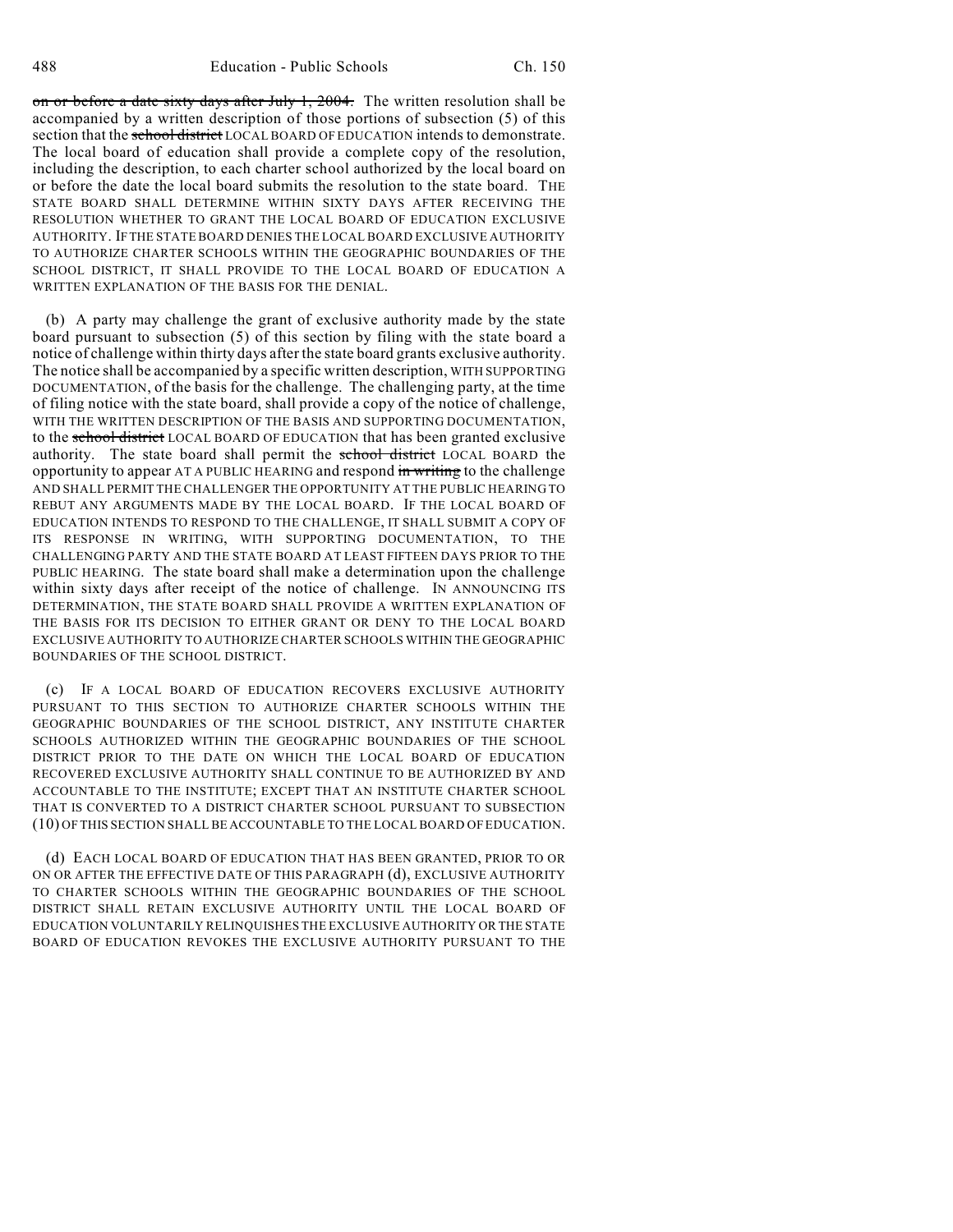on or before a date sixty days after July 1, 2004. The written resolution shall be accompanied by a written description of those portions of subsection (5) of this section that the school district LOCAL BOARD OF EDUCATION intends to demonstrate. The local board of education shall provide a complete copy of the resolution, including the description, to each charter school authorized by the local board on or before the date the local board submits the resolution to the state board. THE STATE BOARD SHALL DETERMINE WITHIN SIXTY DAYS AFTER RECEIVING THE RESOLUTION WHETHER TO GRANT THE LOCAL BOARD OF EDUCATION EXCLUSIVE AUTHORITY. IF THE STATE BOARD DENIES THE LOCAL BOARD EXCLUSIVE AUTHORITY TO AUTHORIZE CHARTER SCHOOLS WITHIN THE GEOGRAPHIC BOUNDARIES OF THE SCHOOL DISTRICT, IT SHALL PROVIDE TO THE LOCAL BOARD OF EDUCATION A WRITTEN EXPLANATION OF THE BASIS FOR THE DENIAL.

(b) A party may challenge the grant of exclusive authority made by the state board pursuant to subsection (5) of this section by filing with the state board a notice of challenge within thirty days after the state board grants exclusive authority. The notice shall be accompanied by a specific written description, WITH SUPPORTING DOCUMENTATION, of the basis for the challenge. The challenging party, at the time of filing notice with the state board, shall provide a copy of the notice of challenge, WITH THE WRITTEN DESCRIPTION OF THE BASIS AND SUPPORTING DOCUMENTATION, to the school district LOCAL BOARD OF EDUCATION that has been granted exclusive authority. The state board shall permit the school district LOCAL BOARD the opportunity to appear AT A PUBLIC HEARING and respond in writing to the challenge AND SHALL PERMIT THE CHALLENGER THE OPPORTUNITY AT THE PUBLIC HEARING TO REBUT ANY ARGUMENTS MADE BY THE LOCAL BOARD. IF THE LOCAL BOARD OF EDUCATION INTENDS TO RESPOND TO THE CHALLENGE, IT SHALL SUBMIT A COPY OF ITS RESPONSE IN WRITING, WITH SUPPORTING DOCUMENTATION, TO THE CHALLENGING PARTY AND THE STATE BOARD AT LEAST FIFTEEN DAYS PRIOR TO THE PUBLIC HEARING. The state board shall make a determination upon the challenge within sixty days after receipt of the notice of challenge. IN ANNOUNCING ITS DETERMINATION, THE STATE BOARD SHALL PROVIDE A WRITTEN EXPLANATION OF THE BASIS FOR ITS DECISION TO EITHER GRANT OR DENY TO THE LOCAL BOARD EXCLUSIVE AUTHORITY TO AUTHORIZE CHARTER SCHOOLS WITHIN THE GEOGRAPHIC BOUNDARIES OF THE SCHOOL DISTRICT.

(c) IF A LOCAL BOARD OF EDUCATION RECOVERS EXCLUSIVE AUTHORITY PURSUANT TO THIS SECTION TO AUTHORIZE CHARTER SCHOOLS WITHIN THE GEOGRAPHIC BOUNDARIES OF THE SCHOOL DISTRICT, ANY INSTITUTE CHARTER SCHOOLS AUTHORIZED WITHIN THE GEOGRAPHIC BOUNDARIES OF THE SCHOOL DISTRICT PRIOR TO THE DATE ON WHICH THE LOCAL BOARD OF EDUCATION RECOVERED EXCLUSIVE AUTHORITY SHALL CONTINUE TO BE AUTHORIZED BY AND ACCOUNTABLE TO THE INSTITUTE; EXCEPT THAT AN INSTITUTE CHARTER SCHOOL THAT IS CONVERTED TO A DISTRICT CHARTER SCHOOL PURSUANT TO SUBSECTION (10) OF THIS SECTION SHALL BE ACCOUNTABLE TO THE LOCAL BOARD OF EDUCATION.

(d) EACH LOCAL BOARD OF EDUCATION THAT HAS BEEN GRANTED, PRIOR TO OR ON OR AFTER THE EFFECTIVE DATE OF THIS PARAGRAPH (d), EXCLUSIVE AUTHORITY TO CHARTER SCHOOLS WITHIN THE GEOGRAPHIC BOUNDARIES OF THE SCHOOL DISTRICT SHALL RETAIN EXCLUSIVE AUTHORITY UNTIL THE LOCAL BOARD OF EDUCATION VOLUNTARILY RELINQUISHES THE EXCLUSIVE AUTHORITY OR THE STATE BOARD OF EDUCATION REVOKES THE EXCLUSIVE AUTHORITY PURSUANT TO THE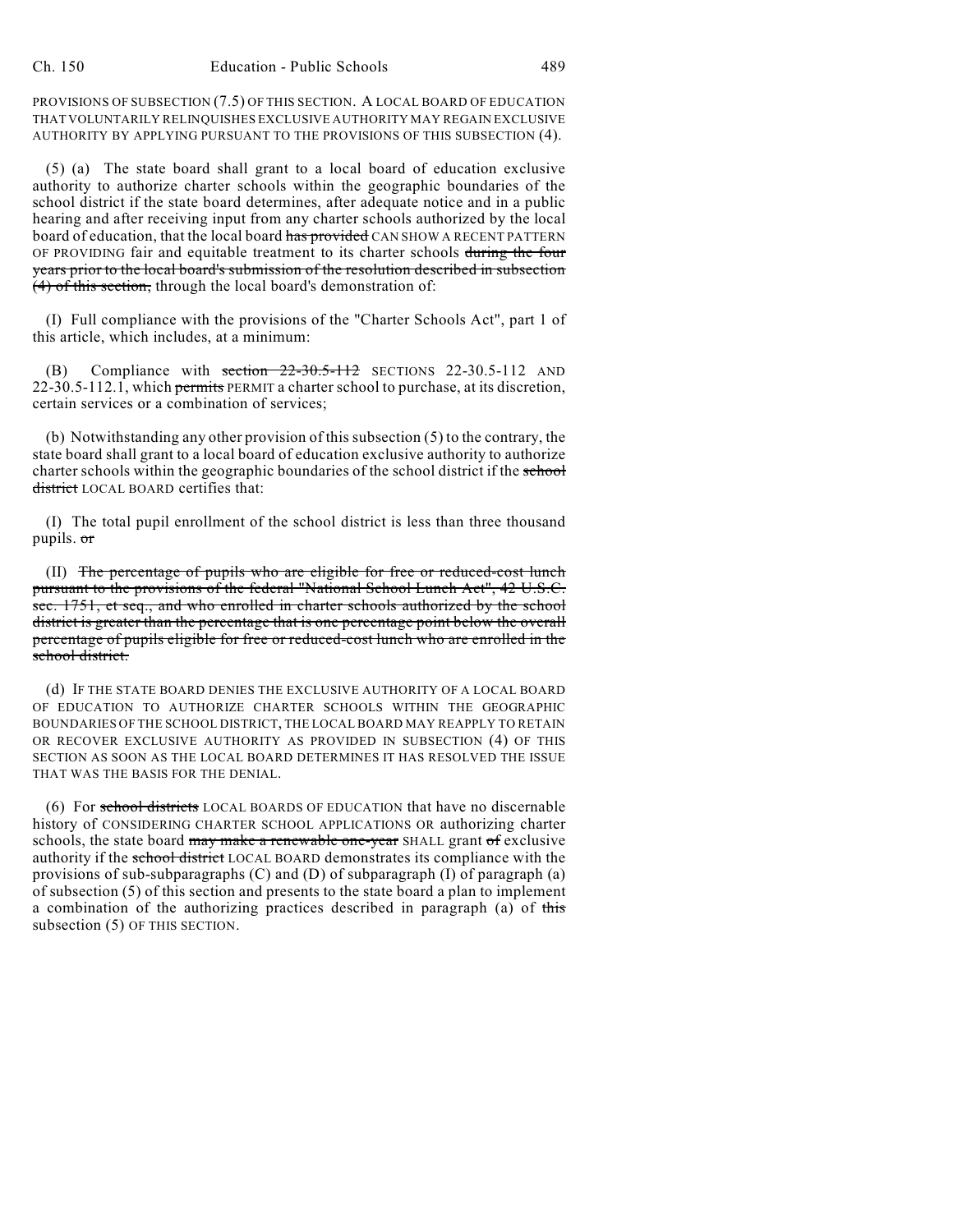PROVISIONS OF SUBSECTION (7.5) OF THIS SECTION. A LOCAL BOARD OF EDUCATION THAT VOLUNTARILY RELINQUISHES EXCLUSIVE AUTHORITY MAY REGAIN EXCLUSIVE AUTHORITY BY APPLYING PURSUANT TO THE PROVISIONS OF THIS SUBSECTION (4).

(5) (a) The state board shall grant to a local board of education exclusive authority to authorize charter schools within the geographic boundaries of the school district if the state board determines, after adequate notice and in a public hearing and after receiving input from any charter schools authorized by the local board of education, that the local board ~~has provided~~ CAN SHOW A RECENT PATTERN OF PROVIDING fair and equitable treatment to its charter schools ~~during the four years prior to the local board's submission of the resolution described in subsection (4) of this section,~~ through the local board's demonstration of:

(I) Full compliance with the provisions of the "Charter Schools Act", part 1 of this article, which includes, at a minimum:

(B) Compliance with ~~section 22-30.5-112~~ SECTIONS 22-30.5-112 AND 22-30.5-112.1, which ~~permits~~ PERMIT a charter school to purchase, at its discretion, certain services or a combination of services;

(b) Notwithstanding any other provision of this subsection (5) to the contrary, the state board shall grant to a local board of education exclusive authority to authorize charter schools within the geographic boundaries of the school district if the ~~school district~~ LOCAL BOARD certifies that:

(I) The total pupil enrollment of the school district is less than three thousand pupils. ~~or~~

(II) ~~The percentage of pupils who are eligible for free or reduced-cost lunch pursuant to the provisions of the federal "National School Lunch Act", 42 U.S.C. sec. 1751, et seq., and who enrolled in charter schools authorized by the school district is greater than the percentage that is one percentage point below the overall percentage of pupils eligible for free or reduced-cost lunch who are enrolled in the school district.~~

(d) IF THE STATE BOARD DENIES THE EXCLUSIVE AUTHORITY OF A LOCAL BOARD OF EDUCATION TO AUTHORIZE CHARTER SCHOOLS WITHIN THE GEOGRAPHIC BOUNDARIES OF THE SCHOOL DISTRICT, THE LOCAL BOARD MAY REAPPLY TO RETAIN OR RECOVER EXCLUSIVE AUTHORITY AS PROVIDED IN SUBSECTION (4) OF THIS SECTION AS SOON AS THE LOCAL BOARD DETERMINES IT HAS RESOLVED THE ISSUE THAT WAS THE BASIS FOR THE DENIAL.

(6) For ~~school districts~~ LOCAL BOARDS OF EDUCATION that have no discernable history of CONSIDERING CHARTER SCHOOL APPLICATIONS OR authorizing charter schools, the state board ~~may make a renewable one-year~~ SHALL grant ~~of~~ exclusive authority if the ~~school district~~ LOCAL BOARD demonstrates its compliance with the provisions of sub-subparagraphs (C) and (D) of subparagraph (I) of paragraph (a) of subsection (5) of this section and presents to the state board a plan to implement a combination of the authorizing practices described in paragraph (a) of ~~this~~ subsection (5) OF THIS SECTION.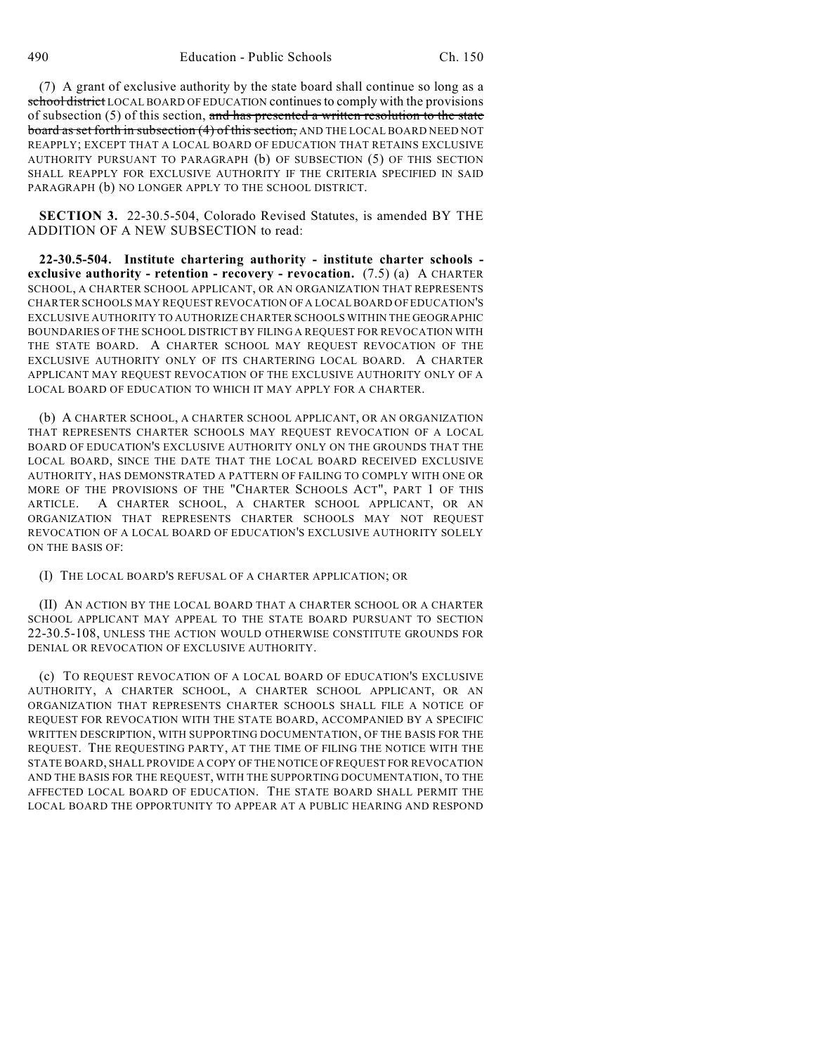(7) A grant of exclusive authority by the state board shall continue so long as a ~~school district~~ LOCAL BOARD OF EDUCATION continues to comply with the provisions of subsection (5) of this section, ~~and has presented a written resolution to the state board as set forth in subsection (4) of this section,~~ AND THE LOCAL BOARD NEED NOT REAPPLY; EXCEPT THAT A LOCAL BOARD OF EDUCATION THAT RETAINS EXCLUSIVE AUTHORITY PURSUANT TO PARAGRAPH (b) OF SUBSECTION (5) OF THIS SECTION SHALL REAPPLY FOR EXCLUSIVE AUTHORITY IF THE CRITERIA SPECIFIED IN SAID PARAGRAPH (b) NO LONGER APPLY TO THE SCHOOL DISTRICT.

**SECTION 3.** 22-30.5-504, Colorado Revised Statutes, is amended BY THE ADDITION OF A NEW SUBSECTION to read:

**22-30.5-504. Institute chartering authority - institute charter schools - exclusive authority - retention - recovery - revocation.** (7.5) (a) A CHARTER SCHOOL, A CHARTER SCHOOL APPLICANT, OR AN ORGANIZATION THAT REPRESENTS CHARTER SCHOOLS MAY REQUEST REVOCATION OF A LOCAL BOARD OF EDUCATION'S EXCLUSIVE AUTHORITY TO AUTHORIZE CHARTER SCHOOLS WITHIN THE GEOGRAPHIC BOUNDARIES OF THE SCHOOL DISTRICT BY FILING A REQUEST FOR REVOCATION WITH THE STATE BOARD. A CHARTER SCHOOL MAY REQUEST REVOCATION OF THE EXCLUSIVE AUTHORITY ONLY OF ITS CHARTERING LOCAL BOARD. A CHARTER APPLICANT MAY REQUEST REVOCATION OF THE EXCLUSIVE AUTHORITY ONLY OF A LOCAL BOARD OF EDUCATION TO WHICH IT MAY APPLY FOR A CHARTER.

(b) A CHARTER SCHOOL, A CHARTER SCHOOL APPLICANT, OR AN ORGANIZATION THAT REPRESENTS CHARTER SCHOOLS MAY REQUEST REVOCATION OF A LOCAL BOARD OF EDUCATION'S EXCLUSIVE AUTHORITY ONLY ON THE GROUNDS THAT THE LOCAL BOARD, SINCE THE DATE THAT THE LOCAL BOARD RECEIVED EXCLUSIVE AUTHORITY, HAS DEMONSTRATED A PATTERN OF FAILING TO COMPLY WITH ONE OR MORE OF THE PROVISIONS OF THE "CHARTER SCHOOLS ACT", PART 1 OF THIS ARTICLE. A CHARTER SCHOOL, A CHARTER SCHOOL APPLICANT, OR AN ORGANIZATION THAT REPRESENTS CHARTER SCHOOLS MAY NOT REQUEST REVOCATION OF A LOCAL BOARD OF EDUCATION'S EXCLUSIVE AUTHORITY SOLELY ON THE BASIS OF:

(I) THE LOCAL BOARD'S REFUSAL OF A CHARTER APPLICATION; OR

(II) AN ACTION BY THE LOCAL BOARD THAT A CHARTER SCHOOL OR A CHARTER SCHOOL APPLICANT MAY APPEAL TO THE STATE BOARD PURSUANT TO SECTION 22-30.5-108, UNLESS THE ACTION WOULD OTHERWISE CONSTITUTE GROUNDS FOR DENIAL OR REVOCATION OF EXCLUSIVE AUTHORITY.

(c) TO REQUEST REVOCATION OF A LOCAL BOARD OF EDUCATION'S EXCLUSIVE AUTHORITY, A CHARTER SCHOOL, A CHARTER SCHOOL APPLICANT, OR AN ORGANIZATION THAT REPRESENTS CHARTER SCHOOLS SHALL FILE A NOTICE OF REQUEST FOR REVOCATION WITH THE STATE BOARD, ACCOMPANIED BY A SPECIFIC WRITTEN DESCRIPTION, WITH SUPPORTING DOCUMENTATION, OF THE BASIS FOR THE REQUEST. THE REQUESTING PARTY, AT THE TIME OF FILING THE NOTICE WITH THE STATE BOARD, SHALL PROVIDE A COPY OF THE NOTICE OF REQUEST FOR REVOCATION AND THE BASIS FOR THE REQUEST, WITH THE SUPPORTING DOCUMENTATION, TO THE AFFECTED LOCAL BOARD OF EDUCATION. THE STATE BOARD SHALL PERMIT THE LOCAL BOARD THE OPPORTUNITY TO APPEAR AT A PUBLIC HEARING AND RESPOND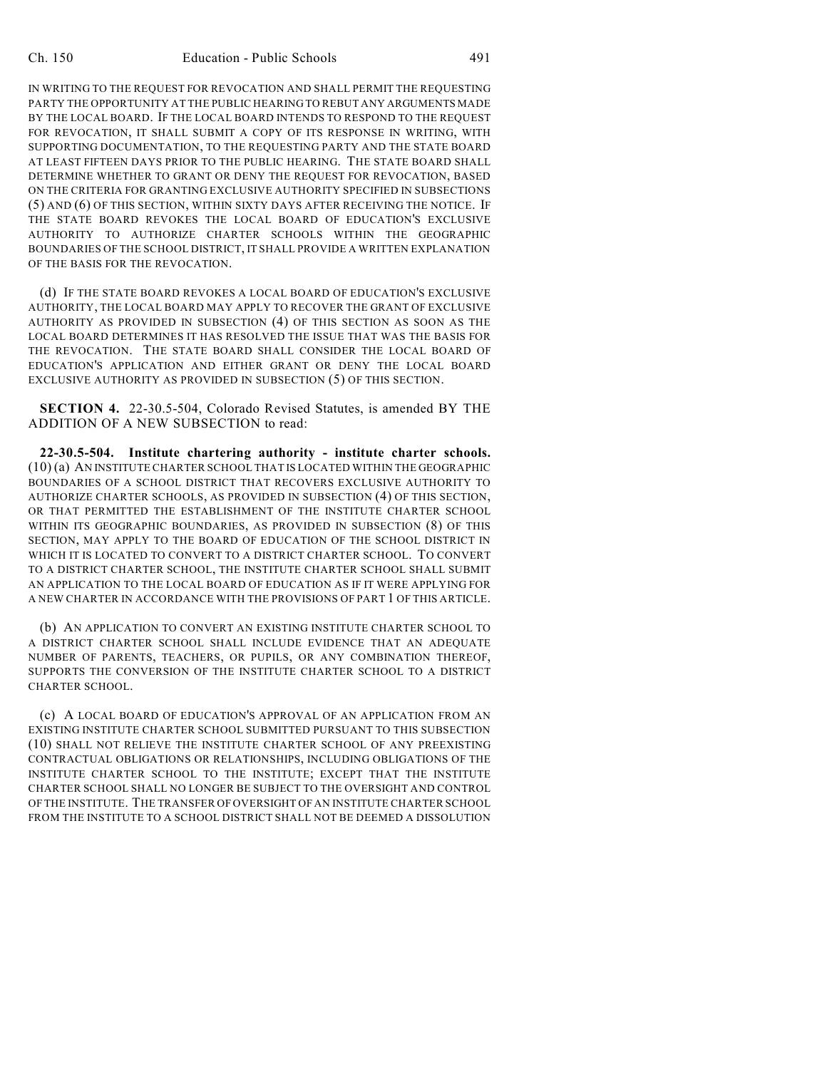IN WRITING TO THE REQUEST FOR REVOCATION AND SHALL PERMIT THE REQUESTING PARTY THE OPPORTUNITY AT THE PUBLIC HEARING TO REBUT ANY ARGUMENTS MADE BY THE LOCAL BOARD. IF THE LOCAL BOARD INTENDS TO RESPOND TO THE REQUEST FOR REVOCATION, IT SHALL SUBMIT A COPY OF ITS RESPONSE IN WRITING, WITH SUPPORTING DOCUMENTATION, TO THE REQUESTING PARTY AND THE STATE BOARD AT LEAST FIFTEEN DAYS PRIOR TO THE PUBLIC HEARING. THE STATE BOARD SHALL DETERMINE WHETHER TO GRANT OR DENY THE REQUEST FOR REVOCATION, BASED ON THE CRITERIA FOR GRANTING EXCLUSIVE AUTHORITY SPECIFIED IN SUBSECTIONS (5) AND (6) OF THIS SECTION, WITHIN SIXTY DAYS AFTER RECEIVING THE NOTICE. IF THE STATE BOARD REVOKES THE LOCAL BOARD OF EDUCATION'S EXCLUSIVE AUTHORITY TO AUTHORIZE CHARTER SCHOOLS WITHIN THE GEOGRAPHIC BOUNDARIES OF THE SCHOOL DISTRICT, IT SHALL PROVIDE A WRITTEN EXPLANATION OF THE BASIS FOR THE REVOCATION.

(d) IF THE STATE BOARD REVOKES A LOCAL BOARD OF EDUCATION'S EXCLUSIVE AUTHORITY, THE LOCAL BOARD MAY APPLY TO RECOVER THE GRANT OF EXCLUSIVE AUTHORITY AS PROVIDED IN SUBSECTION (4) OF THIS SECTION AS SOON AS THE LOCAL BOARD DETERMINES IT HAS RESOLVED THE ISSUE THAT WAS THE BASIS FOR THE REVOCATION. THE STATE BOARD SHALL CONSIDER THE LOCAL BOARD OF EDUCATION'S APPLICATION AND EITHER GRANT OR DENY THE LOCAL BOARD EXCLUSIVE AUTHORITY AS PROVIDED IN SUBSECTION (5) OF THIS SECTION.

**SECTION 4.** 22-30.5-504, Colorado Revised Statutes, is amended BY THE ADDITION OF A NEW SUBSECTION to read:

**22-30.5-504. Institute chartering authority - institute charter schools.** (10) (a) AN INSTITUTE CHARTER SCHOOL THAT IS LOCATED WITHIN THE GEOGRAPHIC BOUNDARIES OF A SCHOOL DISTRICT THAT RECOVERS EXCLUSIVE AUTHORITY TO AUTHORIZE CHARTER SCHOOLS, AS PROVIDED IN SUBSECTION (4) OF THIS SECTION, OR THAT PERMITTED THE ESTABLISHMENT OF THE INSTITUTE CHARTER SCHOOL WITHIN ITS GEOGRAPHIC BOUNDARIES, AS PROVIDED IN SUBSECTION (8) OF THIS SECTION, MAY APPLY TO THE BOARD OF EDUCATION OF THE SCHOOL DISTRICT IN WHICH IT IS LOCATED TO CONVERT TO A DISTRICT CHARTER SCHOOL. TO CONVERT TO A DISTRICT CHARTER SCHOOL, THE INSTITUTE CHARTER SCHOOL SHALL SUBMIT AN APPLICATION TO THE LOCAL BOARD OF EDUCATION AS IF IT WERE APPLYING FOR A NEW CHARTER IN ACCORDANCE WITH THE PROVISIONS OF PART 1 OF THIS ARTICLE.

(b) AN APPLICATION TO CONVERT AN EXISTING INSTITUTE CHARTER SCHOOL TO A DISTRICT CHARTER SCHOOL SHALL INCLUDE EVIDENCE THAT AN ADEQUATE NUMBER OF PARENTS, TEACHERS, OR PUPILS, OR ANY COMBINATION THEREOF, SUPPORTS THE CONVERSION OF THE INSTITUTE CHARTER SCHOOL TO A DISTRICT CHARTER SCHOOL.

(c) A LOCAL BOARD OF EDUCATION'S APPROVAL OF AN APPLICATION FROM AN EXISTING INSTITUTE CHARTER SCHOOL SUBMITTED PURSUANT TO THIS SUBSECTION (10) SHALL NOT RELIEVE THE INSTITUTE CHARTER SCHOOL OF ANY PREEXISTING CONTRACTUAL OBLIGATIONS OR RELATIONSHIPS, INCLUDING OBLIGATIONS OF THE INSTITUTE CHARTER SCHOOL TO THE INSTITUTE; EXCEPT THAT THE INSTITUTE CHARTER SCHOOL SHALL NO LONGER BE SUBJECT TO THE OVERSIGHT AND CONTROL OF THE INSTITUTE. THE TRANSFER OF OVERSIGHT OF AN INSTITUTE CHARTER SCHOOL FROM THE INSTITUTE TO A SCHOOL DISTRICT SHALL NOT BE DEEMED A DISSOLUTION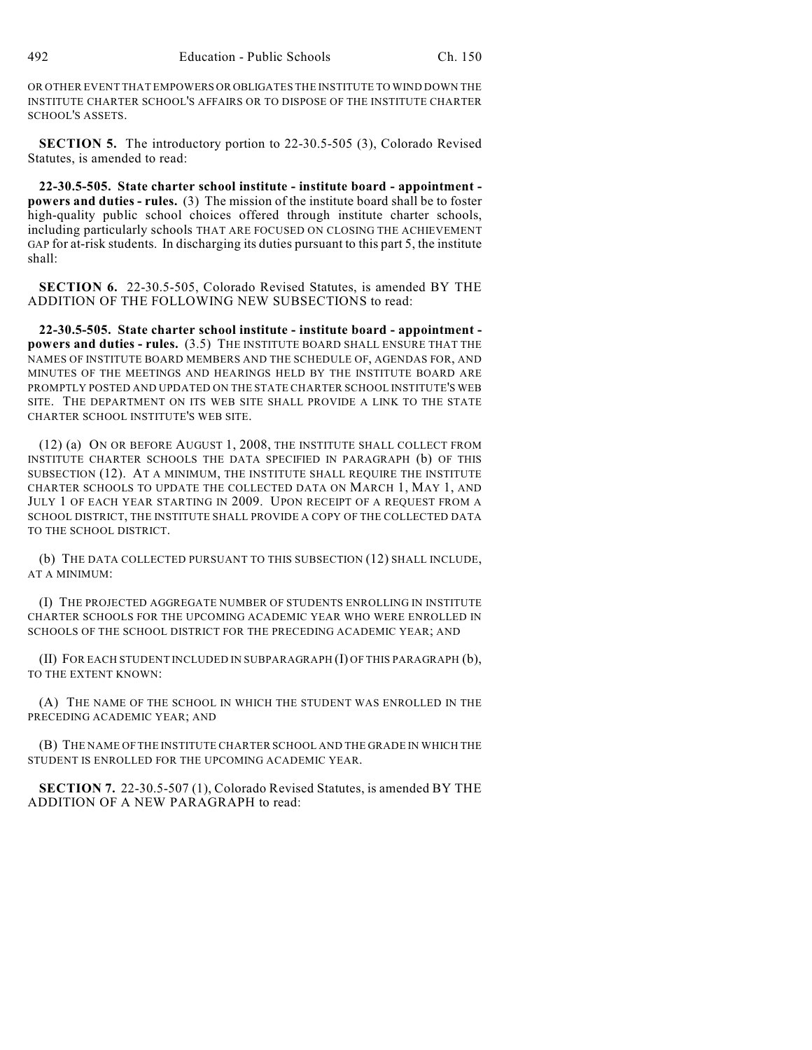OR OTHER EVENT THAT EMPOWERS OR OBLIGATES THE INSTITUTE TO WIND DOWN THE INSTITUTE CHARTER SCHOOL'S AFFAIRS OR TO DISPOSE OF THE INSTITUTE CHARTER SCHOOL'S ASSETS.

**SECTION 5.** The introductory portion to 22-30.5-505 (3), Colorado Revised Statutes, is amended to read:

**22-30.5-505. State charter school institute - institute board - appointment - powers and duties - rules.** (3) The mission of the institute board shall be to foster high-quality public school choices offered through institute charter schools, including particularly schools THAT ARE FOCUSED ON CLOSING THE ACHIEVEMENT GAP for at-risk students. In discharging its duties pursuant to this part 5, the institute shall:

**SECTION 6.** 22-30.5-505, Colorado Revised Statutes, is amended BY THE ADDITION OF THE FOLLOWING NEW SUBSECTIONS to read:

**22-30.5-505. State charter school institute - institute board - appointment - powers and duties - rules.** (3.5) THE INSTITUTE BOARD SHALL ENSURE THAT THE NAMES OF INSTITUTE BOARD MEMBERS AND THE SCHEDULE OF, AGENDAS FOR, AND MINUTES OF THE MEETINGS AND HEARINGS HELD BY THE INSTITUTE BOARD ARE PROMPTLY POSTED AND UPDATED ON THE STATE CHARTER SCHOOL INSTITUTE'S WEB SITE. THE DEPARTMENT ON ITS WEB SITE SHALL PROVIDE A LINK TO THE STATE CHARTER SCHOOL INSTITUTE'S WEB SITE.

(12) (a) ON OR BEFORE AUGUST 1, 2008, THE INSTITUTE SHALL COLLECT FROM INSTITUTE CHARTER SCHOOLS THE DATA SPECIFIED IN PARAGRAPH (b) OF THIS SUBSECTION (12). AT A MINIMUM, THE INSTITUTE SHALL REQUIRE THE INSTITUTE CHARTER SCHOOLS TO UPDATE THE COLLECTED DATA ON MARCH 1, MAY 1, AND JULY 1 OF EACH YEAR STARTING IN 2009. UPON RECEIPT OF A REQUEST FROM A SCHOOL DISTRICT, THE INSTITUTE SHALL PROVIDE A COPY OF THE COLLECTED DATA TO THE SCHOOL DISTRICT.

(b) THE DATA COLLECTED PURSUANT TO THIS SUBSECTION (12) SHALL INCLUDE, AT A MINIMUM:

(I) THE PROJECTED AGGREGATE NUMBER OF STUDENTS ENROLLING IN INSTITUTE CHARTER SCHOOLS FOR THE UPCOMING ACADEMIC YEAR WHO WERE ENROLLED IN SCHOOLS OF THE SCHOOL DISTRICT FOR THE PRECEDING ACADEMIC YEAR; AND

(II) FOR EACH STUDENT INCLUDED IN SUBPARAGRAPH (I) OF THIS PARAGRAPH (b), TO THE EXTENT KNOWN:

(A) THE NAME OF THE SCHOOL IN WHICH THE STUDENT WAS ENROLLED IN THE PRECEDING ACADEMIC YEAR; AND

(B) THE NAME OF THE INSTITUTE CHARTER SCHOOL AND THE GRADE IN WHICH THE STUDENT IS ENROLLED FOR THE UPCOMING ACADEMIC YEAR.

**SECTION 7.** 22-30.5-507 (1), Colorado Revised Statutes, is amended BY THE ADDITION OF A NEW PARAGRAPH to read: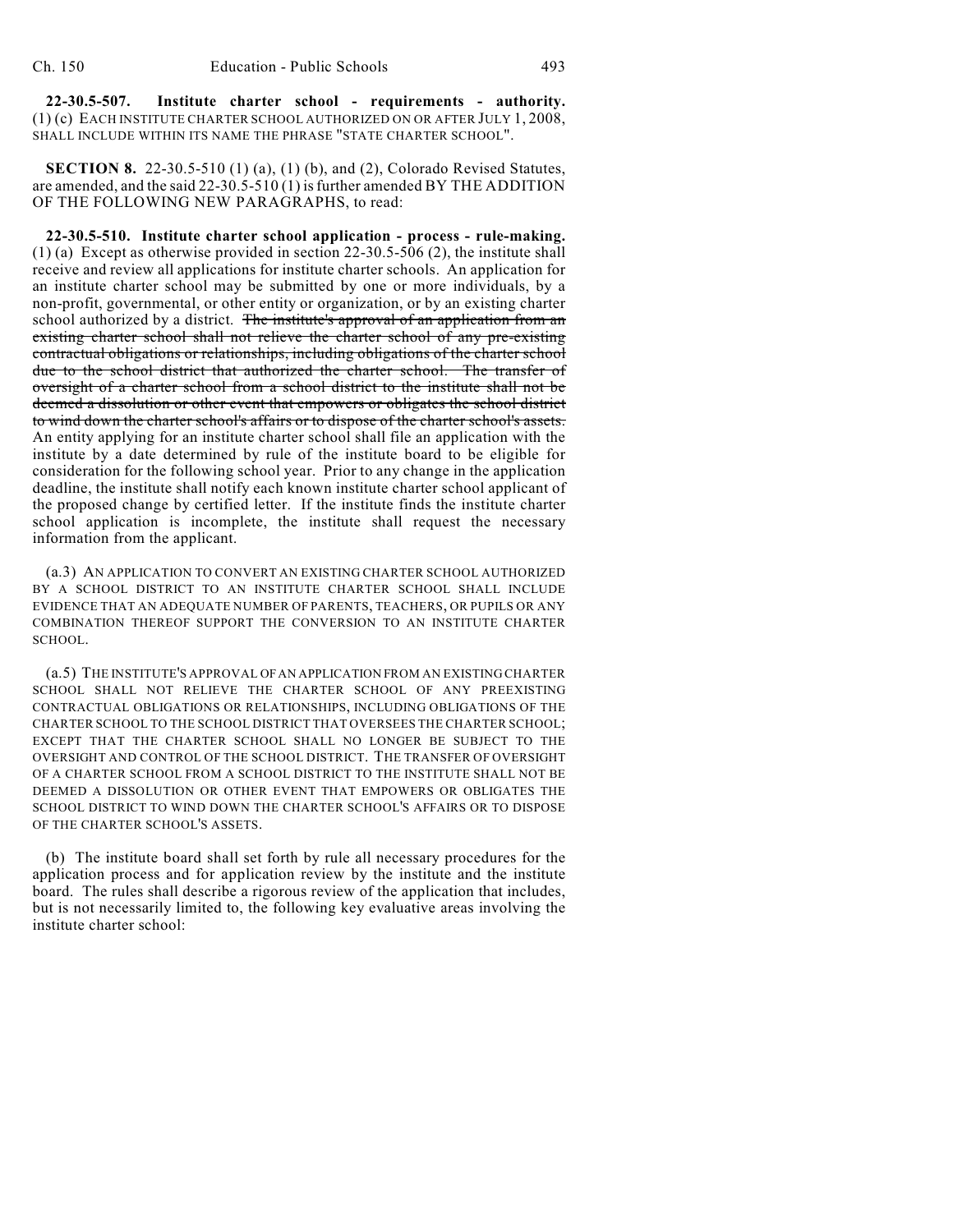**22-30.5-507. Institute charter school - requirements - authority.** (1) (c) EACH INSTITUTE CHARTER SCHOOL AUTHORIZED ON OR AFTER JULY 1, 2008, SHALL INCLUDE WITHIN ITS NAME THE PHRASE "STATE CHARTER SCHOOL".

**SECTION 8.** 22-30.5-510 (1) (a), (1) (b), and (2), Colorado Revised Statutes, are amended, and the said 22-30.5-510 (1) is further amended BY THE ADDITION OF THE FOLLOWING NEW PARAGRAPHS, to read:

**22-30.5-510. Institute charter school application - process - rule-making.** (1) (a) Except as otherwise provided in section 22-30.5-506 (2), the institute shall receive and review all applications for institute charter schools. An application for an institute charter school may be submitted by one or more individuals, by a non-profit, governmental, or other entity or organization, or by an existing charter school authorized by a district. ~~The institute's approval of an application from an existing charter school shall not relieve the charter school of any pre-existing contractual obligations or relationships, including obligations of the charter school due to the school district that authorized the charter school. The transfer of oversight of a charter school from a school district to the institute shall not be deemed a dissolution or other event that empowers or obligates the school district to wind down the charter school's affairs or to dispose of the charter school's assets.~~ An entity applying for an institute charter school shall file an application with the institute by a date determined by rule of the institute board to be eligible for consideration for the following school year. Prior to any change in the application deadline, the institute shall notify each known institute charter school applicant of the proposed change by certified letter. If the institute finds the institute charter school application is incomplete, the institute shall request the necessary information from the applicant.

(a.3) AN APPLICATION TO CONVERT AN EXISTING CHARTER SCHOOL AUTHORIZED BY A SCHOOL DISTRICT TO AN INSTITUTE CHARTER SCHOOL SHALL INCLUDE EVIDENCE THAT AN ADEQUATE NUMBER OF PARENTS, TEACHERS, OR PUPILS OR ANY COMBINATION THEREOF SUPPORT THE CONVERSION TO AN INSTITUTE CHARTER SCHOOL.

(a.5) THE INSTITUTE'S APPROVAL OF AN APPLICATION FROM AN EXISTING CHARTER SCHOOL SHALL NOT RELIEVE THE CHARTER SCHOOL OF ANY PREEXISTING CONTRACTUAL OBLIGATIONS OR RELATIONSHIPS, INCLUDING OBLIGATIONS OF THE CHARTER SCHOOL TO THE SCHOOL DISTRICT THAT OVERSEES THE CHARTER SCHOOL; EXCEPT THAT THE CHARTER SCHOOL SHALL NO LONGER BE SUBJECT TO THE OVERSIGHT AND CONTROL OF THE SCHOOL DISTRICT. THE TRANSFER OF OVERSIGHT OF A CHARTER SCHOOL FROM A SCHOOL DISTRICT TO THE INSTITUTE SHALL NOT BE DEEMED A DISSOLUTION OR OTHER EVENT THAT EMPOWERS OR OBLIGATES THE SCHOOL DISTRICT TO WIND DOWN THE CHARTER SCHOOL'S AFFAIRS OR TO DISPOSE OF THE CHARTER SCHOOL'S ASSETS.

(b) The institute board shall set forth by rule all necessary procedures for the application process and for application review by the institute and the institute board. The rules shall describe a rigorous review of the application that includes, but is not necessarily limited to, the following key evaluative areas involving the institute charter school: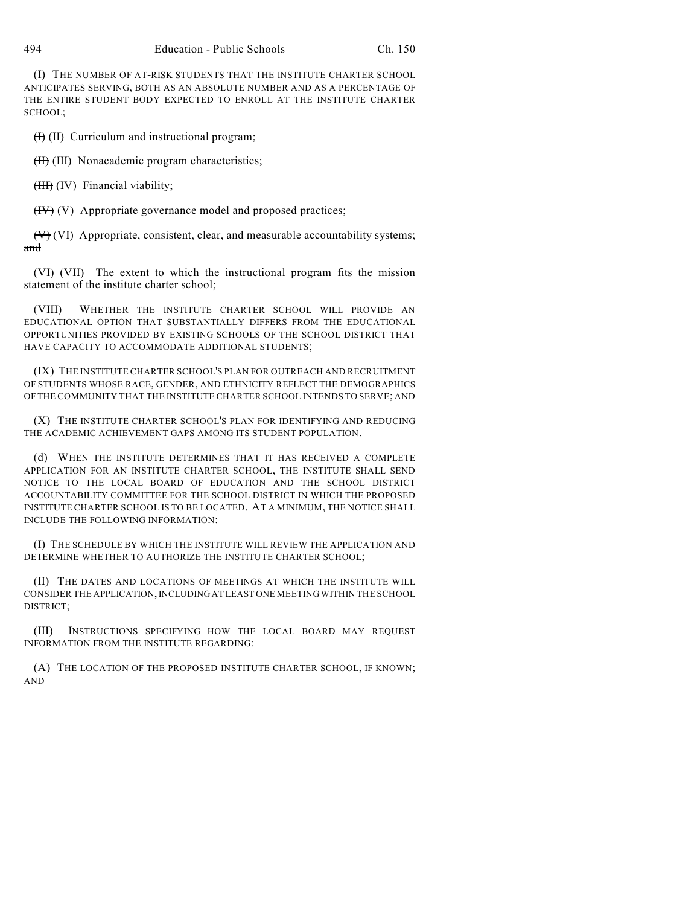(I) THE NUMBER OF AT-RISK STUDENTS THAT THE INSTITUTE CHARTER SCHOOL ANTICIPATES SERVING, BOTH AS AN ABSOLUTE NUMBER AND AS A PERCENTAGE OF THE ENTIRE STUDENT BODY EXPECTED TO ENROLL AT THE INSTITUTE CHARTER SCHOOL;

~~(I)~~ (II) Curriculum and instructional program;

~~(II)~~ (III) Nonacademic program characteristics;

~~(III)~~ (IV) Financial viability;

~~(IV)~~ (V) Appropriate governance model and proposed practices;

~~(V)~~ (VI) Appropriate, consistent, clear, and measurable accountability systems; ~~and~~

~~(VI)~~ (VII) The extent to which the instructional program fits the mission statement of the institute charter school;

(VIII) WHETHER THE INSTITUTE CHARTER SCHOOL WILL PROVIDE AN EDUCATIONAL OPTION THAT SUBSTANTIALLY DIFFERS FROM THE EDUCATIONAL OPPORTUNITIES PROVIDED BY EXISTING SCHOOLS OF THE SCHOOL DISTRICT THAT HAVE CAPACITY TO ACCOMMODATE ADDITIONAL STUDENTS;

(IX) THE INSTITUTE CHARTER SCHOOL'S PLAN FOR OUTREACH AND RECRUITMENT OF STUDENTS WHOSE RACE, GENDER, AND ETHNICITY REFLECT THE DEMOGRAPHICS OF THE COMMUNITY THAT THE INSTITUTE CHARTER SCHOOL INTENDS TO SERVE; AND

(X) THE INSTITUTE CHARTER SCHOOL'S PLAN FOR IDENTIFYING AND REDUCING THE ACADEMIC ACHIEVEMENT GAPS AMONG ITS STUDENT POPULATION.

(d) WHEN THE INSTITUTE DETERMINES THAT IT HAS RECEIVED A COMPLETE APPLICATION FOR AN INSTITUTE CHARTER SCHOOL, THE INSTITUTE SHALL SEND NOTICE TO THE LOCAL BOARD OF EDUCATION AND THE SCHOOL DISTRICT ACCOUNTABILITY COMMITTEE FOR THE SCHOOL DISTRICT IN WHICH THE PROPOSED INSTITUTE CHARTER SCHOOL IS TO BE LOCATED. AT A MINIMUM, THE NOTICE SHALL INCLUDE THE FOLLOWING INFORMATION:

(I) THE SCHEDULE BY WHICH THE INSTITUTE WILL REVIEW THE APPLICATION AND DETERMINE WHETHER TO AUTHORIZE THE INSTITUTE CHARTER SCHOOL;

(II) THE DATES AND LOCATIONS OF MEETINGS AT WHICH THE INSTITUTE WILL CONSIDER THE APPLICATION, INCLUDING AT LEAST ONE MEETING WITHIN THE SCHOOL DISTRICT;

(III) INSTRUCTIONS SPECIFYING HOW THE LOCAL BOARD MAY REQUEST INFORMATION FROM THE INSTITUTE REGARDING:

(A) THE LOCATION OF THE PROPOSED INSTITUTE CHARTER SCHOOL, IF KNOWN; AND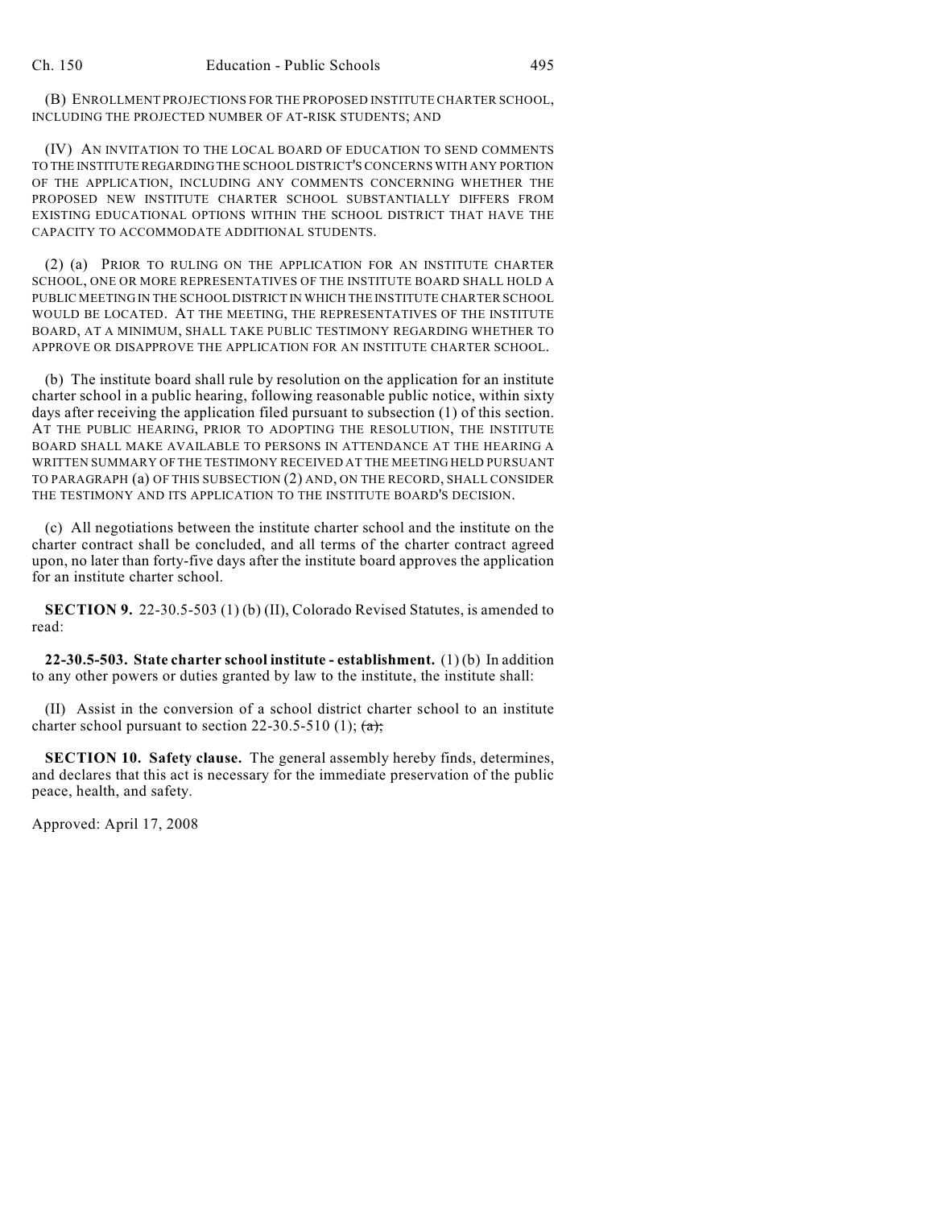(B) ENROLLMENT PROJECTIONS FOR THE PROPOSED INSTITUTE CHARTER SCHOOL, INCLUDING THE PROJECTED NUMBER OF AT-RISK STUDENTS; AND

(IV) AN INVITATION TO THE LOCAL BOARD OF EDUCATION TO SEND COMMENTS TO THE INSTITUTE REGARDING THE SCHOOL DISTRICT'S CONCERNS WITH ANY PORTION OF THE APPLICATION, INCLUDING ANY COMMENTS CONCERNING WHETHER THE PROPOSED NEW INSTITUTE CHARTER SCHOOL SUBSTANTIALLY DIFFERS FROM EXISTING EDUCATIONAL OPTIONS WITHIN THE SCHOOL DISTRICT THAT HAVE THE CAPACITY TO ACCOMMODATE ADDITIONAL STUDENTS.

(2) (a) PRIOR TO RULING ON THE APPLICATION FOR AN INSTITUTE CHARTER SCHOOL, ONE OR MORE REPRESENTATIVES OF THE INSTITUTE BOARD SHALL HOLD A PUBLIC MEETING IN THE SCHOOL DISTRICT IN WHICH THE INSTITUTE CHARTER SCHOOL WOULD BE LOCATED. AT THE MEETING, THE REPRESENTATIVES OF THE INSTITUTE BOARD, AT A MINIMUM, SHALL TAKE PUBLIC TESTIMONY REGARDING WHETHER TO APPROVE OR DISAPPROVE THE APPLICATION FOR AN INSTITUTE CHARTER SCHOOL.

(b) The institute board shall rule by resolution on the application for an institute charter school in a public hearing, following reasonable public notice, within sixty days after receiving the application filed pursuant to subsection (1) of this section. AT THE PUBLIC HEARING, PRIOR TO ADOPTING THE RESOLUTION, THE INSTITUTE BOARD SHALL MAKE AVAILABLE TO PERSONS IN ATTENDANCE AT THE HEARING A WRITTEN SUMMARY OF THE TESTIMONY RECEIVED AT THE MEETING HELD PURSUANT TO PARAGRAPH (a) OF THIS SUBSECTION (2) AND, ON THE RECORD, SHALL CONSIDER THE TESTIMONY AND ITS APPLICATION TO THE INSTITUTE BOARD'S DECISION.

(c) All negotiations between the institute charter school and the institute on the charter contract shall be concluded, and all terms of the charter contract agreed upon, no later than forty-five days after the institute board approves the application for an institute charter school.

**SECTION 9.** 22-30.5-503 (1) (b) (II), Colorado Revised Statutes, is amended to read:

**22-30.5-503. State charter school institute - establishment.** (1) (b) In addition to any other powers or duties granted by law to the institute, the institute shall:

(II) Assist in the conversion of a school district charter school to an institute charter school pursuant to section 22-30.5-510 (1); ~~(a);~~

**SECTION 10. Safety clause.** The general assembly hereby finds, determines, and declares that this act is necessary for the immediate preservation of the public peace, health, and safety.

Approved: April 17, 2008